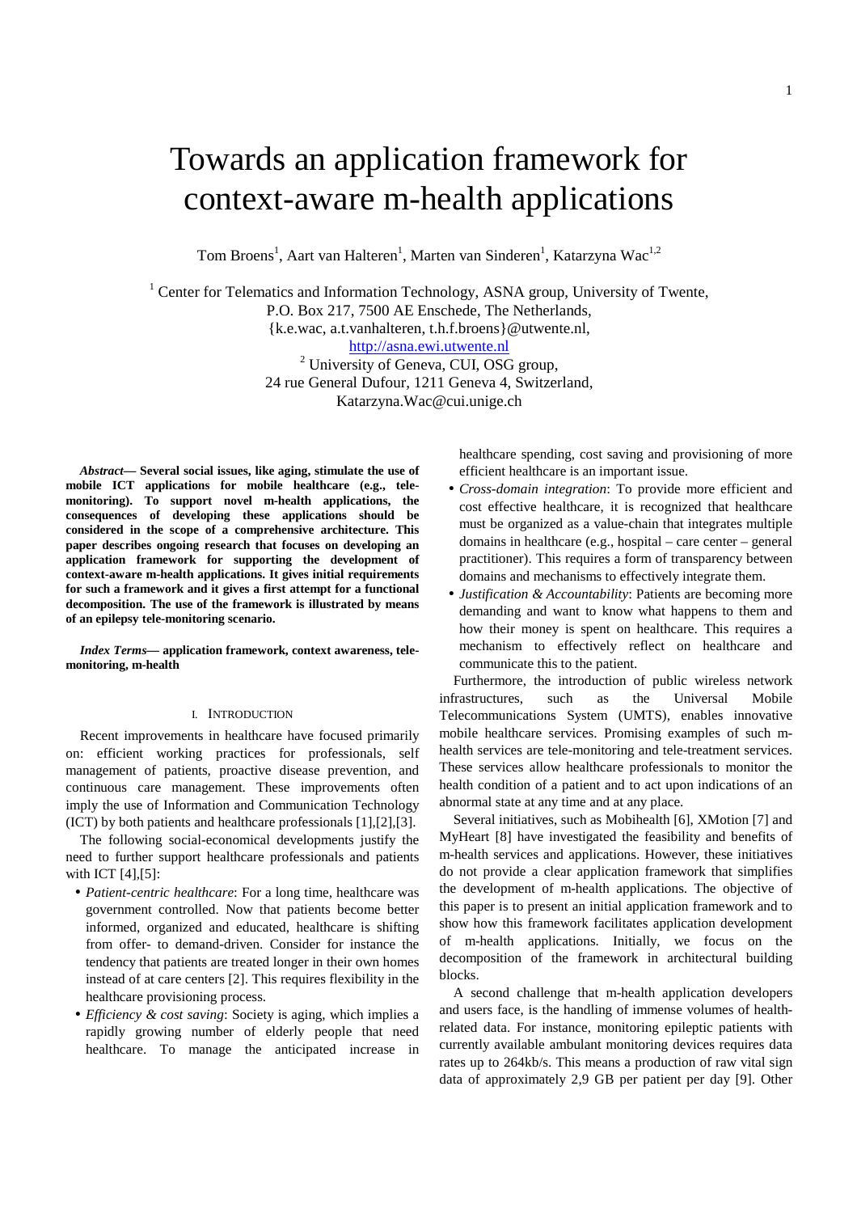# Towards an application framework for context-aware m-health applications

Tom Broens[1], Aart van Halteren[1], Marten van Sinderen[1], Katarzyna Wac[1,2]

[1] Center for Telematics and Information Technology, ASNA group, University of Twente, P.O. Box 217, 7500 AE Enschede, The Netherlands, {k.e.wac, a.t.vanhalteren, t.h.f.broens}@utwente.nl, http://asna.ewi.utwente.nl

[2] University of Geneva, CUI, OSG group, 24 rue General Dufour, 1211 Geneva 4, Switzerland, Katarzyna.Wac@cui.unige.ch

***Abstract*— Several social issues, like aging, stimulate the use of mobile ICT applications for mobile healthcare (e.g., tele-monitoring). To support novel m-health applications, the consequences of developing these applications should be considered in the scope of a comprehensive architecture. This paper describes ongoing research that focuses on developing an application framework for supporting the development of context-aware m-health applications. It gives initial requirements for such a framework and it gives a first attempt for a functional decomposition. The use of the framework is illustrated by means of an epilepsy tele-monitoring scenario.**

***Index Terms*— application framework, context awareness, tele-monitoring, m-health**

## I. Introduction

Recent improvements in healthcare have focused primarily on: efficient working practices for professionals, self management of patients, proactive disease prevention, and continuous care management. These improvements often imply the use of Information and Communication Technology (ICT) by both patients and healthcare professionals [1],[2],[3].

The following social-economical developments justify the need to further support healthcare professionals and patients with ICT [4],[5]:

- *Patient-centric healthcare*: For a long time, healthcare was government controlled. Now that patients become better informed, organized and educated, healthcare is shifting from offer- to demand-driven. Consider for instance the tendency that patients are treated longer in their own homes instead of at care centers [2]. This requires flexibility in the healthcare provisioning process.
- *Efficiency & cost saving*: Society is aging, which implies a rapidly growing number of elderly people that need healthcare. To manage the anticipated increase in healthcare spending, cost saving and provisioning of more efficient healthcare is an important issue.
- *Cross-domain integration*: To provide more efficient and cost effective healthcare, it is recognized that healthcare must be organized as a value-chain that integrates multiple domains in healthcare (e.g., hospital – care center – general practitioner). This requires a form of transparency between domains and mechanisms to effectively integrate them.
- *Justification & Accountability*: Patients are becoming more demanding and want to know what happens to them and how their money is spent on healthcare. This requires a mechanism to effectively reflect on healthcare and communicate this to the patient.

Furthermore, the introduction of public wireless network infrastructures, such as the Universal Mobile Telecommunications System (UMTS), enables innovative mobile healthcare services. Promising examples of such m-health services are tele-monitoring and tele-treatment services. These services allow healthcare professionals to monitor the health condition of a patient and to act upon indications of an abnormal state at any time and at any place.

Several initiatives, such as Mobihealth [6], XMotion [7] and MyHeart [8] have investigated the feasibility and benefits of m-health services and applications. However, these initiatives do not provide a clear application framework that simplifies the development of m-health applications. The objective of this paper is to present an initial application framework and to show how this framework facilitates application development of m-health applications. Initially, we focus on the decomposition of the framework in architectural building blocks.

A second challenge that m-health application developers and users face, is the handling of immense volumes of health-related data. For instance, monitoring epileptic patients with currently available ambulant monitoring devices requires data rates up to 264kb/s. This means a production of raw vital sign data of approximately 2,9 GB per patient per day [9]. Other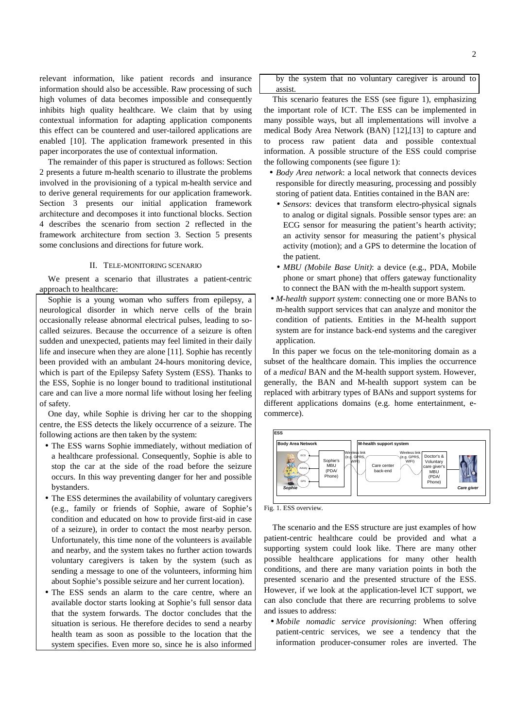relevant information, like patient records and insurance information should also be accessible. Raw processing of such high volumes of data becomes impossible and consequently inhibits high quality healthcare. We claim that by using contextual information for adapting application components this effect can be countered and user-tailored applications are enabled [10]. The application framework presented in this paper incorporates the use of contextual information.

The remainder of this paper is structured as follows: Section 2 presents a future m-health scenario to illustrate the problems involved in the provisioning of a typical m-health service and to derive general requirements for our application framework. Section 3 presents our initial application framework architecture and decomposes it into functional blocks. Section 4 describes the scenario from section 2 reflected in the framework architecture from section 3. Section 5 presents some conclusions and directions for future work.

## II. Tele-monitoring Scenario

We present a scenario that illustrates a patient-centric approach to healthcare:

> Sophie is a young woman who suffers from epilepsy, a neurological disorder in which nerve cells of the brain occasionally release abnormal electrical pulses, leading to so-called seizures. Because the occurrence of a seizure is often sudden and unexpected, patients may feel limited in their daily life and insecure when they are alone [11]. Sophie has recently been provided with an ambulant 24-hours monitoring device, which is part of the Epilepsy Safety System (ESS). Thanks to the ESS, Sophie is no longer bound to traditional institutional care and can live a more normal life without losing her feeling of safety.
>
> One day, while Sophie is driving her car to the shopping centre, the ESS detects the likely occurrence of a seizure. The following actions are then taken by the system:
>
> - The ESS warns Sophie immediately, without mediation of a healthcare professional. Consequently, Sophie is able to stop the car at the side of the road before the seizure occurs. In this way preventing danger for her and possible bystanders.
> - The ESS determines the availability of voluntary caregivers (e.g., family or friends of Sophie, aware of Sophie's condition and educated on how to provide first-aid in case of a seizure), in order to contact the most nearby person. Unfortunately, this time none of the volunteers is available and nearby, and the system takes no further action towards voluntary caregivers is taken by the system (such as sending a message to one of the volunteers, informing him about Sophie's possible seizure and her current location).
> - The ESS sends an alarm to the care centre, where an available doctor starts looking at Sophie's full sensor data that the system forwards. The doctor concludes that the situation is serious. He therefore decides to send a nearby health team as soon as possible to the location that the system specifies. Even more so, since he is also informed by the system that no voluntary caregiver is around to assist.

This scenario features the ESS (see figure 1), emphasizing the important role of ICT. The ESS can be implemented in many possible ways, but all implementations will involve a medical Body Area Network (BAN) [12],[13] to capture and to process raw patient data and possible contextual information. A possible structure of the ESS could comprise the following components (see figure 1):

- *Body Area network*: a local network that connects devices responsible for directly measuring, processing and possibly storing of patient data. Entities contained in the BAN are:
  - *Sensors*: devices that transform electro-physical signals to analog or digital signals. Possible sensor types are: an ECG sensor for measuring the patient's hearth activity; an activity sensor for measuring the patient's physical activity (motion); and a GPS to determine the location of the patient.
  - *MBU (Mobile Base Unit)*: a device (e.g., PDA, Mobile phone or smart phone) that offers gateway functionality to connect the BAN with the m-health support system.
- *M-health support system*: connecting one or more BANs to m-health support services that can analyze and monitor the condition of patients. Entities in the M-health support system are for instance back-end systems and the caregiver application.

In this paper we focus on the tele-monitoring domain as a subset of the healthcare domain. This implies the occurrence of a *medical* BAN and the M-health support system. However, generally, the BAN and M-health support system can be replaced with arbitrary types of BANs and support systems for different applications domains (e.g. home entertainment, e-commerce).

Fig. 1. ESS overview.

The scenario and the ESS structure are just examples of how patient-centric healthcare could be provided and what a supporting system could look like. There are many other possible healthcare applications for many other health conditions, and there are many variation points in both the presented scenario and the presented structure of the ESS. However, if we look at the application-level ICT support, we can also conclude that there are recurring problems to solve and issues to address:

- *Mobile nomadic service provisioning*: When offering patient-centric services, we see a tendency that the information producer-consumer roles are inverted. The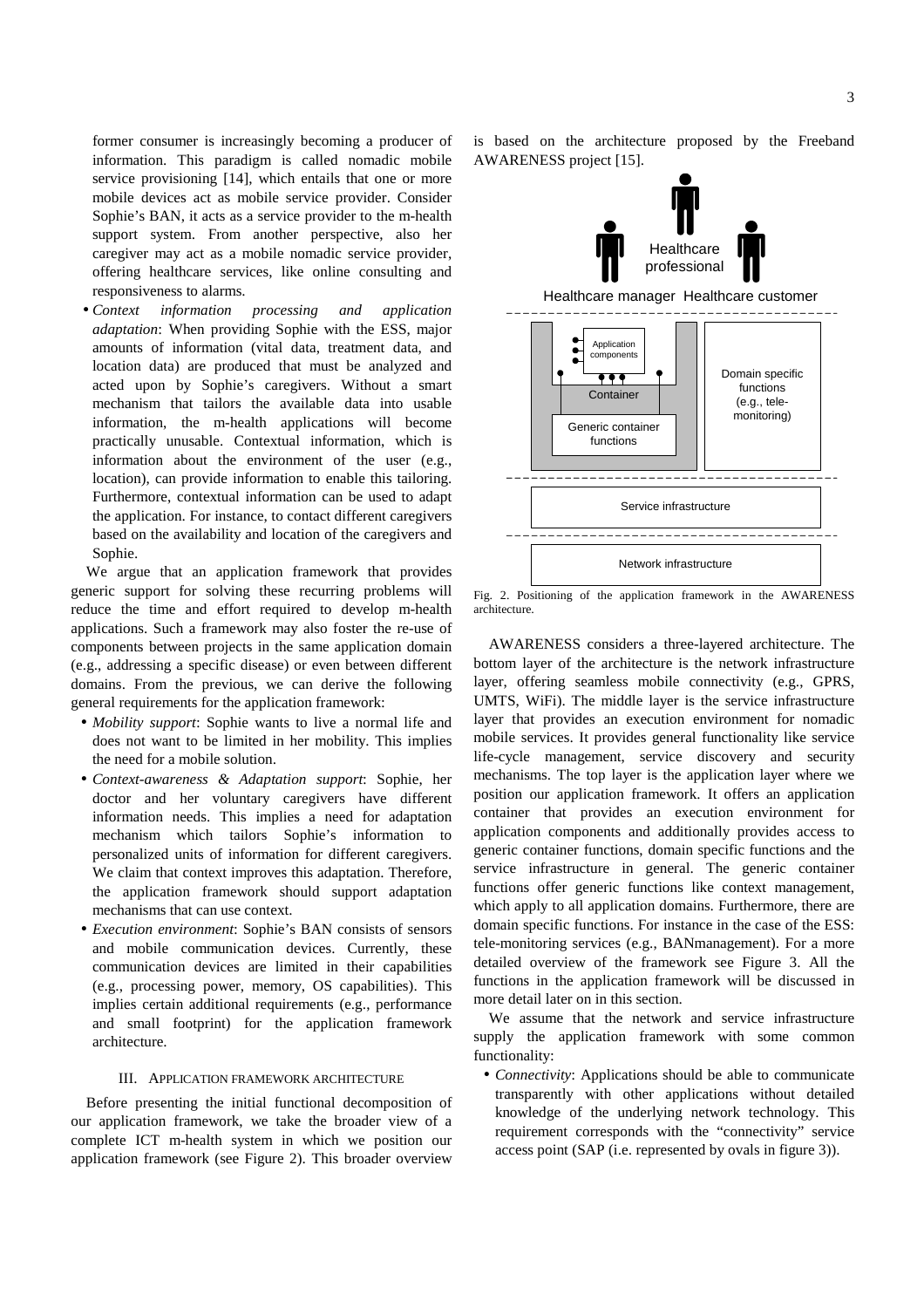former consumer is increasingly becoming a producer of information. This paradigm is called nomadic mobile service provisioning [14], which entails that one or more mobile devices act as mobile service provider. Consider Sophie's BAN, it acts as a service provider to the m-health support system. From another perspective, also her caregiver may act as a mobile nomadic service provider, offering healthcare services, like online consulting and responsiveness to alarms.

- *Context information processing and application adaptation*: When providing Sophie with the ESS, major amounts of information (vital data, treatment data, and location data) are produced that must be analyzed and acted upon by Sophie's caregivers. Without a smart mechanism that tailors the available data into usable information, the m-health applications will become practically unusable. Contextual information, which is information about the environment of the user (e.g., location), can provide information to enable this tailoring. Furthermore, contextual information can be used to adapt the application. For instance, to contact different caregivers based on the availability and location of the caregivers and Sophie.

We argue that an application framework that provides generic support for solving these recurring problems will reduce the time and effort required to develop m-health applications. Such a framework may also foster the re-use of components between projects in the same application domain (e.g., addressing a specific disease) or even between different domains. From the previous, we can derive the following general requirements for the application framework:

- *Mobility support*: Sophie wants to live a normal life and does not want to be limited in her mobility. This implies the need for a mobile solution.
- *Context-awareness & Adaptation support*: Sophie, her doctor and her voluntary caregivers have different information needs. This implies a need for adaptation mechanism which tailors Sophie's information to personalized units of information for different caregivers. We claim that context improves this adaptation. Therefore, the application framework should support adaptation mechanisms that can use context.
- *Execution environment*: Sophie's BAN consists of sensors and mobile communication devices. Currently, these communication devices are limited in their capabilities (e.g., processing power, memory, OS capabilities). This implies certain additional requirements (e.g., performance and small footprint) for the application framework architecture.

## III. Application Framework Architecture

Before presenting the initial functional decomposition of our application framework, we take the broader view of a complete ICT m-health system in which we position our application framework (see Figure 2). This broader overview is based on the architecture proposed by the Freeband AWARENESS project [15].

Fig. 2. Positioning of the application framework in the AWARENESS architecture.

AWARENESS considers a three-layered architecture. The bottom layer of the architecture is the network infrastructure layer, offering seamless mobile connectivity (e.g., GPRS, UMTS, WiFi). The middle layer is the service infrastructure layer that provides an execution environment for nomadic mobile services. It provides general functionality like service life-cycle management, service discovery and security mechanisms. The top layer is the application layer where we position our application framework. It offers an application container that provides an execution environment for application components and additionally provides access to generic container functions, domain specific functions and the service infrastructure in general. The generic container functions offer generic functions like context management, which apply to all application domains. Furthermore, there are domain specific functions. For instance in the case of the ESS: tele-monitoring services (e.g., BANmanagement). For a more detailed overview of the framework see Figure 3. All the functions in the application framework will be discussed in more detail later on in this section.

We assume that the network and service infrastructure supply the application framework with some common functionality:

- *Connectivity*: Applications should be able to communicate transparently with other applications without detailed knowledge of the underlying network technology. This requirement corresponds with the "connectivity" service access point (SAP (i.e. represented by ovals in figure 3)).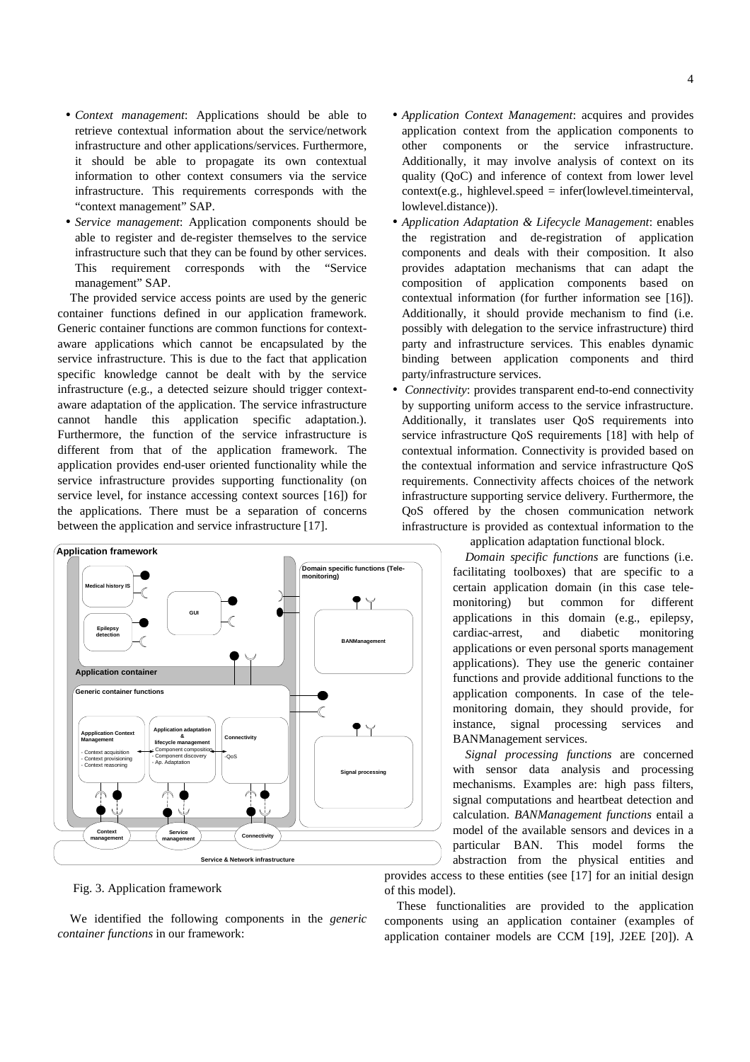- *Context management*: Applications should be able to retrieve contextual information about the service/network infrastructure and other applications/services. Furthermore, it should be able to propagate its own contextual information to other context consumers via the service infrastructure. This requirements corresponds with the "context management" SAP.
- *Service management*: Application components should be able to register and de-register themselves to the service infrastructure such that they can be found by other services. This requirement corresponds with the "Service management" SAP.

The provided service access points are used by the generic container functions defined in our application framework. Generic container functions are common functions for context-aware applications which cannot be encapsulated by the service infrastructure. This is due to the fact that application specific knowledge cannot be dealt with by the service infrastructure (e.g., a detected seizure should trigger context-aware adaptation of the application. The service infrastructure cannot handle this application specific adaptation.). Furthermore, the function of the service infrastructure is different from that of the application framework. The application provides end-user oriented functionality while the service infrastructure provides supporting functionality (on service level, for instance accessing context sources [16]) for the applications. There must be a separation of concerns between the application and service infrastructure [17].

Fig. 3. Application framework

We identified the following components in the *generic container functions* in our framework:

- *Application Context Management*: acquires and provides application context from the application components to other components or the service infrastructure. Additionally, it may involve analysis of context on its quality (QoC) and inference of context from lower level context(e.g., highlevel.speed = infer(lowlevel.timeinterval, lowlevel.distance)).
- *Application Adaptation & Lifecycle Management*: enables the registration and de-registration of application components and deals with their composition. It also provides adaptation mechanisms that can adapt the composition of application components based on contextual information (for further information see [16]). Additionally, it should provide mechanism to find (i.e. possibly with delegation to the service infrastructure) third party and infrastructure services. This enables dynamic binding between application components and third party/infrastructure services.
- *Connectivity*: provides transparent end-to-end connectivity by supporting uniform access to the service infrastructure. Additionally, it translates user QoS requirements into service infrastructure QoS requirements [18] with help of contextual information. Connectivity is provided based on the contextual information and service infrastructure QoS requirements. Connectivity affects choices of the network infrastructure supporting service delivery. Furthermore, the QoS offered by the chosen communication network infrastructure is provided as contextual information to the application adaptation functional block.

*Domain specific functions* are functions (i.e. facilitating toolboxes) that are specific to a certain application domain (in this case tele-monitoring) but common for different applications in this domain (e.g., epilepsy, cardiac-arrest, and diabetic monitoring applications or even personal sports management applications). They use the generic container functions and provide additional functions to the application components. In case of the tele-monitoring domain, they should provide, for instance, signal processing services and BANManagement services.

*Signal processing functions* are concerned with sensor data analysis and processing mechanisms. Examples are: high pass filters, signal computations and heartbeat detection and calculation. *BANManagement functions* entail a model of the available sensors and devices in a particular BAN. This model forms the abstraction from the physical entities and provides access to these entities (see [17] for an initial design of this model).

These functionalities are provided to the application components using an application container (examples of application container models are CCM [19], J2EE [20]). A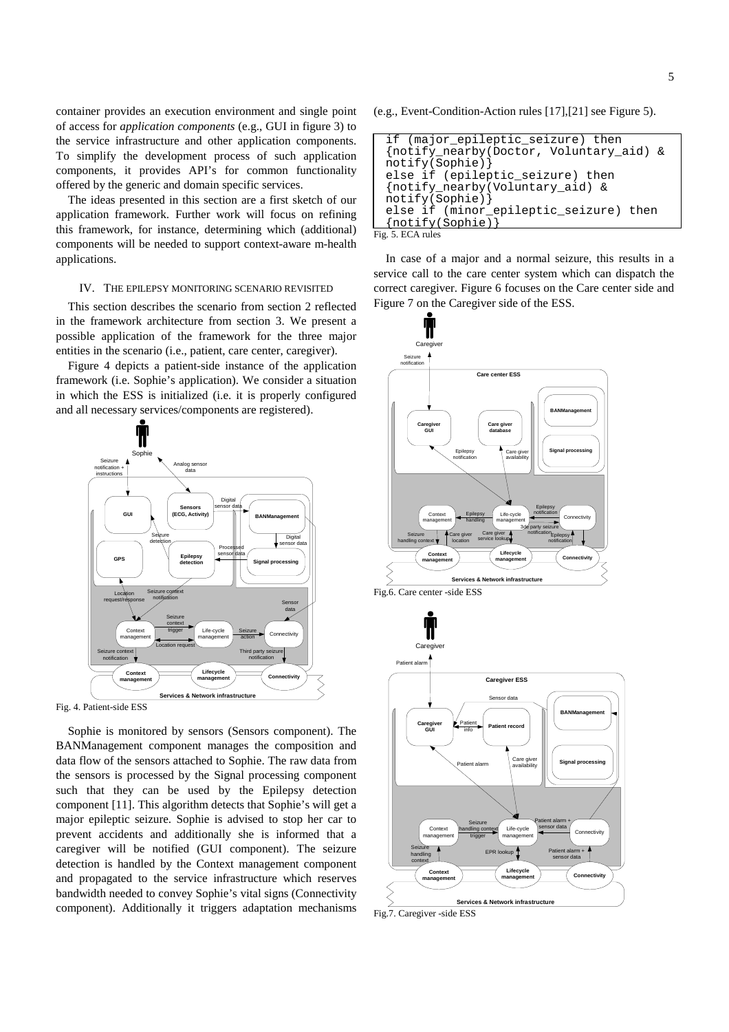container provides an execution environment and single point of access for *application components* (e.g., GUI in figure 3) to the service infrastructure and other application components. To simplify the development process of such application components, it provides API's for common functionality offered by the generic and domain specific services.

The ideas presented in this section are a first sketch of our application framework. Further work will focus on refining this framework, for instance, determining which (additional) components will be needed to support context-aware m-health applications.

## IV. THE EPILEPSY MONITORING SCENARIO REVISITED

This section describes the scenario from section 2 reflected in the framework architecture from section 3. We present a possible application of the framework for the three major entities in the scenario (i.e., patient, care center, caregiver).

Figure 4 depicts a patient-side instance of the application framework (i.e. Sophie's application). We consider a situation in which the ESS is initialized (i.e. it is properly configured and all necessary services/components are registered).

Fig. 4. Patient-side ESS

Sophie is monitored by sensors (Sensors component). The BANManagement component manages the composition and data flow of the sensors attached to Sophie. The raw data from the sensors is processed by the Signal processing component such that they can be used by the Epilepsy detection component [11]. This algorithm detects that Sophie's will get a major epileptic seizure. Sophie is advised to stop her car to prevent accidents and additionally she is informed that a caregiver will be notified (GUI component). The seizure detection is handled by the Context management component and propagated to the service infrastructure which reserves bandwidth needed to convey Sophie's vital signs (Connectivity component). Additionally it triggers adaptation mechanisms (e.g., Event-Condition-Action rules [17],[21] see Figure 5).

```
if (major_epileptic_seizure) then
{notify_nearby(Doctor, Voluntary_aid) &
notify(Sophie)}
else if (epileptic_seizure) then
{notify_nearby(Voluntary_aid) &
notify(Sophie)}
else if (minor_epileptic_seizure) then
{notify(Sophie)}
```

Fig. 5. ECA rules

In case of a major and a normal seizure, this results in a service call to the care center system which can dispatch the correct caregiver. Figure 6 focuses on the Care center side and Figure 7 on the Caregiver side of the ESS.

Fig.6. Care center -side ESS

Fig.7. Caregiver -side ESS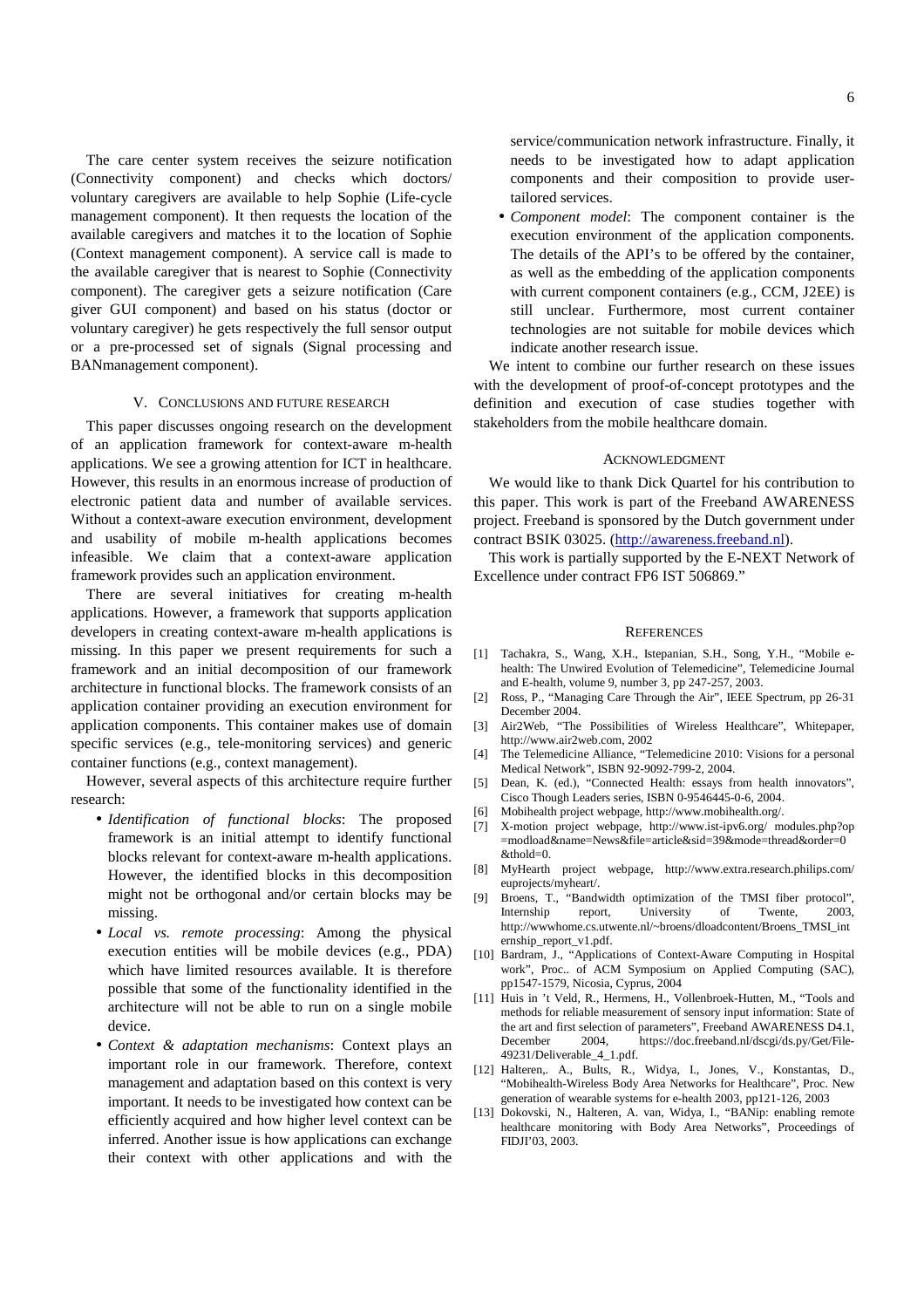The care center system receives the seizure notification (Connectivity component) and checks which doctors/ voluntary caregivers are available to help Sophie (Life-cycle management component). It then requests the location of the available caregivers and matches it to the location of Sophie (Context management component). A service call is made to the available caregiver that is nearest to Sophie (Connectivity component). The caregiver gets a seizure notification (Care giver GUI component) and based on his status (doctor or voluntary caregiver) he gets respectively the full sensor output or a pre-processed set of signals (Signal processing and BANmanagement component).

## V. Conclusions and Future Research

This paper discusses ongoing research on the development of an application framework for context-aware m-health applications. We see a growing attention for ICT in healthcare. However, this results in an enormous increase of production of electronic patient data and number of available services. Without a context-aware execution environment, development and usability of mobile m-health applications becomes infeasible. We claim that a context-aware application framework provides such an application environment.

There are several initiatives for creating m-health applications. However, a framework that supports application developers in creating context-aware m-health applications is missing. In this paper we present requirements for such a framework and an initial decomposition of our framework architecture in functional blocks. The framework consists of an application container providing an execution environment for application components. This container makes use of domain specific services (e.g., tele-monitoring services) and generic container functions (e.g., context management).

However, several aspects of this architecture require further research:

- *Identification of functional blocks*: The proposed framework is an initial attempt to identify functional blocks relevant for context-aware m-health applications. However, the identified blocks in this decomposition might not be orthogonal and/or certain blocks may be missing.
- *Local vs. remote processing*: Among the physical execution entities will be mobile devices (e.g., PDA) which have limited resources available. It is therefore possible that some of the functionality identified in the architecture will not be able to run on a single mobile device.
- *Context & adaptation mechanisms*: Context plays an important role in our framework. Therefore, context management and adaptation based on this context is very important. It needs to be investigated how context can be efficiently acquired and how higher level context can be inferred. Another issue is how applications can exchange their context with other applications and with the service/communication network infrastructure. Finally, it needs to be investigated how to adapt application components and their composition to provide user-tailored services.
- *Component model*: The component container is the execution environment of the application components. The details of the API's to be offered by the container, as well as the embedding of the application components with current component containers (e.g., CCM, J2EE) is still unclear. Furthermore, most current container technologies are not suitable for mobile devices which indicate another research issue.

We intent to combine our further research on these issues with the development of proof-of-concept prototypes and the definition and execution of case studies together with stakeholders from the mobile healthcare domain.

## Acknowledgment

We would like to thank Dick Quartel for his contribution to this paper. This work is part of the Freeband AWARENESS project. Freeband is sponsored by the Dutch government under contract BSIK 03025. (http://awareness.freeband.nl).

This work is partially supported by the E-NEXT Network of Excellence under contract FP6 IST 506869."

## References

[1] Tachakra, S., Wang, X.H., Istepanian, S.H., Song, Y.H., "Mobile e-health: The Unwired Evolution of Telemedicine", Telemedicine Journal and E-health, volume 9, number 3, pp 247-257, 2003.

[2] Ross, P., "Managing Care Through the Air", IEEE Spectrum, pp 26-31 December 2004.

[3] Air2Web, "The Possibilities of Wireless Healthcare", Whitepaper, http://www.air2web.com, 2002

[4] The Telemedicine Alliance, "Telemedicine 2010: Visions for a personal Medical Network", ISBN 92-9092-799-2, 2004.

[5] Dean, K. (ed.), "Connected Health: essays from health innovators", Cisco Though Leaders series, ISBN 0-9546445-0-6, 2004.

[6] Mobihealth project webpage, http://www.mobihealth.org/.

[7] X-motion project webpage, http://www.ist-ipv6.org/ modules.php?op=modload&name=News&file=article&sid=39&mode=thread&order=0&thold=0.

[8] MyHearth project webpage, http://www.extra.research.philips.com/euprojects/myheart/.

[9] Broens, T., "Bandwidth optimization of the TMSI fiber protocol", Internship report, University of Twente, 2003, http://wwwhome.cs.utwente.nl/~broens/dloadcontent/Broens_TMSI_internship_report_v1.pdf.

[10] Bardram, J., "Applications of Context-Aware Computing in Hospital work", Proc.. of ACM Symposium on Applied Computing (SAC), pp1547-1579, Nicosia, Cyprus, 2004

[11] Huis in 't Veld, R., Hermens, H., Vollenbroek-Hutten, M., "Tools and methods for reliable measurement of sensory input information: State of the art and first selection of parameters", Freeband AWARENESS D4.1, December 2004, https://doc.freeband.nl/dscgi/ds.py/Get/File-49231/Deliverable_4_1.pdf.

[12] Halteren,. A., Bults, R., Widya, I., Jones, V., Konstantas, D., "Mobihealth-Wireless Body Area Networks for Healthcare", Proc. New generation of wearable systems for e-health 2003, pp121-126, 2003

[13] Dokovski, N., Halteren, A. van, Widya, I., "BANip: enabling remote healthcare monitoring with Body Area Networks", Proceedings of FIDJI'03, 2003.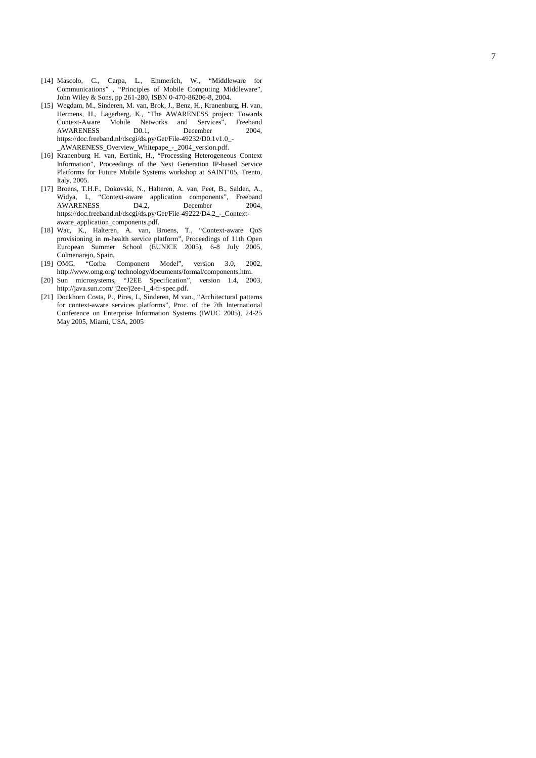[14] Mascolo, C., Carpa, L., Emmerich, W., “Middleware for Communications” , “Principles of Mobile Computing Middleware”, John Wiley & Sons, pp 261-280, ISBN 0-470-86206-8, 2004.

[15] Wegdam, M., Sinderen, M. van, Brok, J., Benz, H., Kranenburg, H. van, Hermens, H., Lagerberg, K., “The AWARENESS project: Towards Context-Aware Mobile Networks and Services”, Freeband AWARENESS D0.1, December 2004, https://doc.freeband.nl/dscgi/ds.py/Get/File-49232/D0.1v1.0_-_AWARENESS_Overview_Whitepape_-_2004_version.pdf.

[16] Kranenburg H. van, Eertink, H., “Processing Heterogeneous Context Information”, Proceedings of the Next Generation IP-based Service Platforms for Future Mobile Systems workshop at SAINT’05, Trento, Italy, 2005.

[17] Broens, T.H.F., Dokovski, N., Halteren, A. van, Peet, B., Salden, A., Widya, I., “Context-aware application components”, Freeband AWARENESS D4.2, December 2004, https://doc.freeband.nl/dscgi/ds.py/Get/File-49222/D4.2_-_Context-aware_application_components.pdf.

[18] Wac, K., Halteren, A. van, Broens, T., “Context-aware QoS provisioning in m-health service platform”, Proceedings of 11th Open European Summer School (EUNICE 2005), 6-8 July 2005, Colmenarejo, Spain.

[19] OMG, “Corba Component Model”, version 3.0, 2002, http://www.omg.org/ technology/documents/formal/components.htm.

[20] Sun microsystems, “J2EE Specification”, version 1.4, 2003, http://java.sun.com/ j2ee/j2ee-1_4-fr-spec.pdf.

[21] Dockhorn Costa, P., Pires, L, Sinderen, M van., “Architectural patterns for context-aware services platforms”, Proc. of the 7th International Conference on Enterprise Information Systems (IWUC 2005), 24-25 May 2005, Miami, USA, 2005